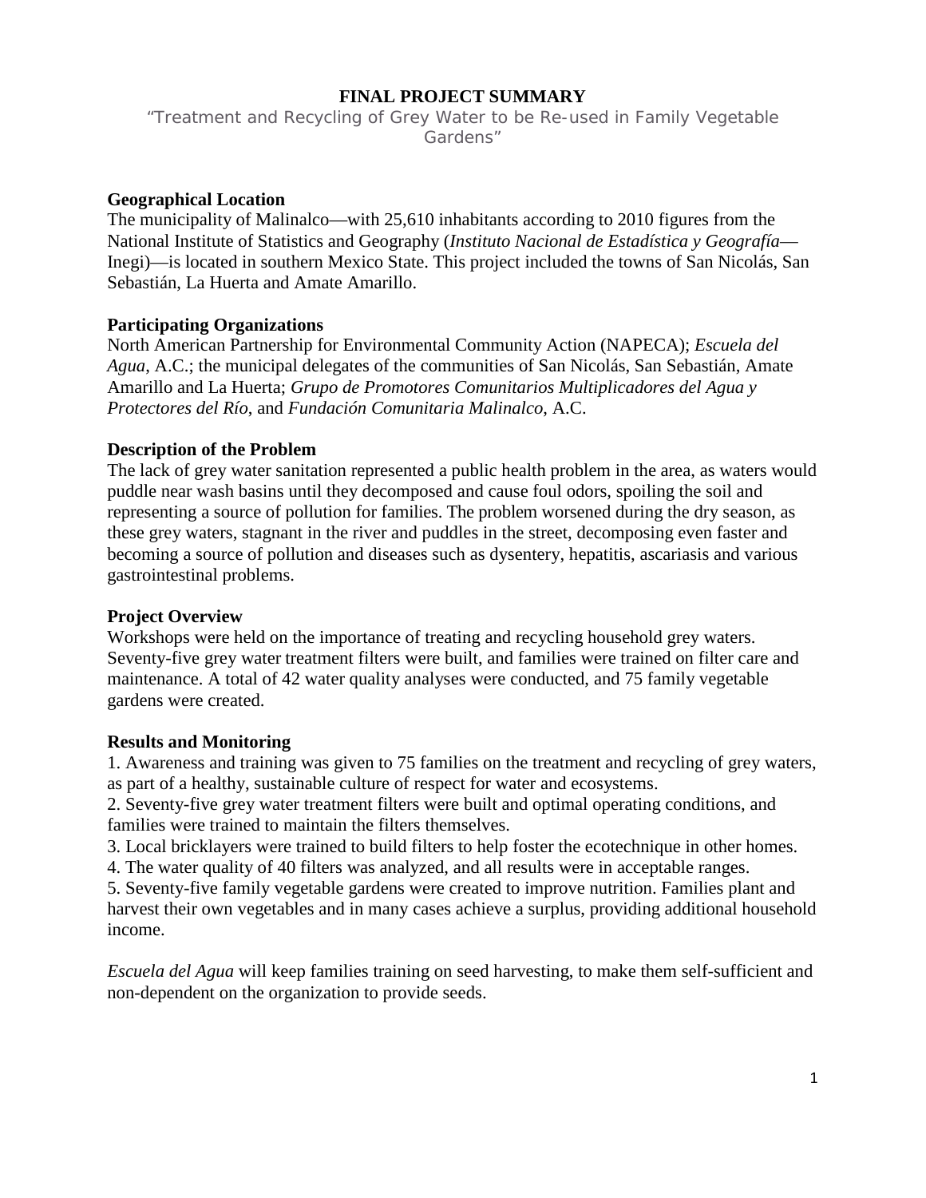# FINAL PROJECT SUMMARY

"Treatment and Recycling of Grey Water to be Re-used in Family Vegetable Gardens"

## Geographical Location

The municipality of Malinalco—with 25,610 inhabitants according to 2010 figures from the National Institute of Statistics and Geography (*Instituto Nacional de Estadística y Geografía*—Inegi)—is located in southern Mexico State. This project included the towns of San Nicolás, San Sebastián, La Huerta and Amate Amarillo.

## Participating Organizations

North American Partnership for Environmental Community Action (NAPECA); *Escuela del Agua*, A.C.; the municipal delegates of the communities of San Nicolás, San Sebastián, Amate Amarillo and La Huerta; *Grupo de Promotores Comunitarios Multiplicadores del Agua y Protectores del Río*, and *Fundación Comunitaria Malinalco*, A.C.

## Description of the Problem

The lack of grey water sanitation represented a public health problem in the area, as waters would puddle near wash basins until they decomposed and cause foul odors, spoiling the soil and representing a source of pollution for families. The problem worsened during the dry season, as these grey waters, stagnant in the river and puddles in the street, decomposing even faster and becoming a source of pollution and diseases such as dysentery, hepatitis, ascariasis and various gastrointestinal problems.

## Project Overview

Workshops were held on the importance of treating and recycling household grey waters. Seventy-five grey water treatment filters were built, and families were trained on filter care and maintenance. A total of 42 water quality analyses were conducted, and 75 family vegetable gardens were created.

## Results and Monitoring

1. Awareness and training was given to 75 families on the treatment and recycling of grey waters, as part of a healthy, sustainable culture of respect for water and ecosystems.
2. Seventy-five grey water treatment filters were built and optimal operating conditions, and families were trained to maintain the filters themselves.
3. Local bricklayers were trained to build filters to help foster the ecotechnique in other homes.
4. The water quality of 40 filters was analyzed, and all results were in acceptable ranges.
5. Seventy-five family vegetable gardens were created to improve nutrition. Families plant and harvest their own vegetables and in many cases achieve a surplus, providing additional household income.

*Escuela del Agua* will keep families training on seed harvesting, to make them self-sufficient and non-dependent on the organization to provide seeds.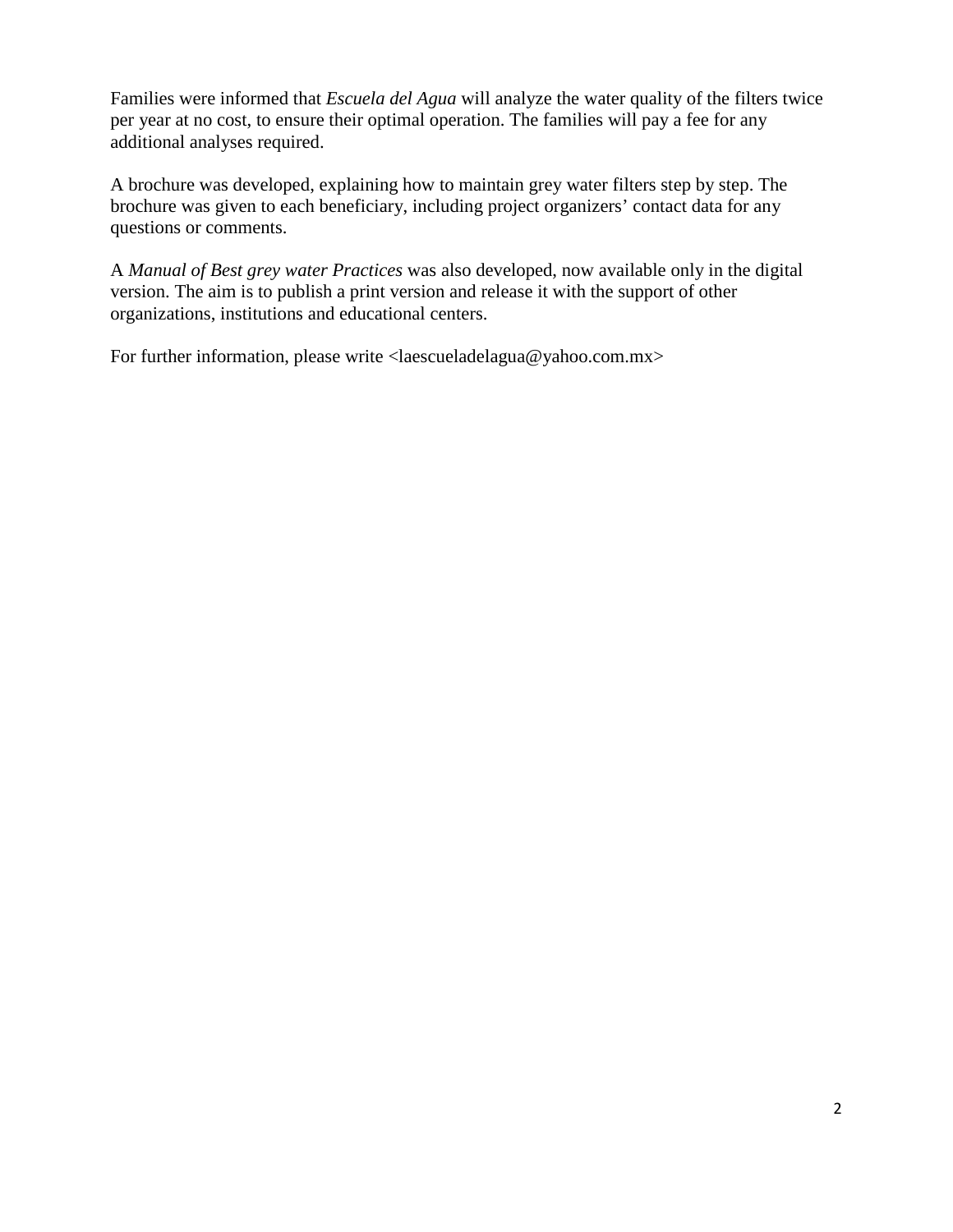Families were informed that *Escuela del Agua* will analyze the water quality of the filters twice per year at no cost, to ensure their optimal operation. The families will pay a fee for any additional analyses required.

A brochure was developed, explaining how to maintain grey water filters step by step. The brochure was given to each beneficiary, including project organizers' contact data for any questions or comments.

A *Manual of Best grey water Practices* was also developed, now available only in the digital version. The aim is to publish a print version and release it with the support of other organizations, institutions and educational centers.

For further information, please write <laescueladelagua@yahoo.com.mx>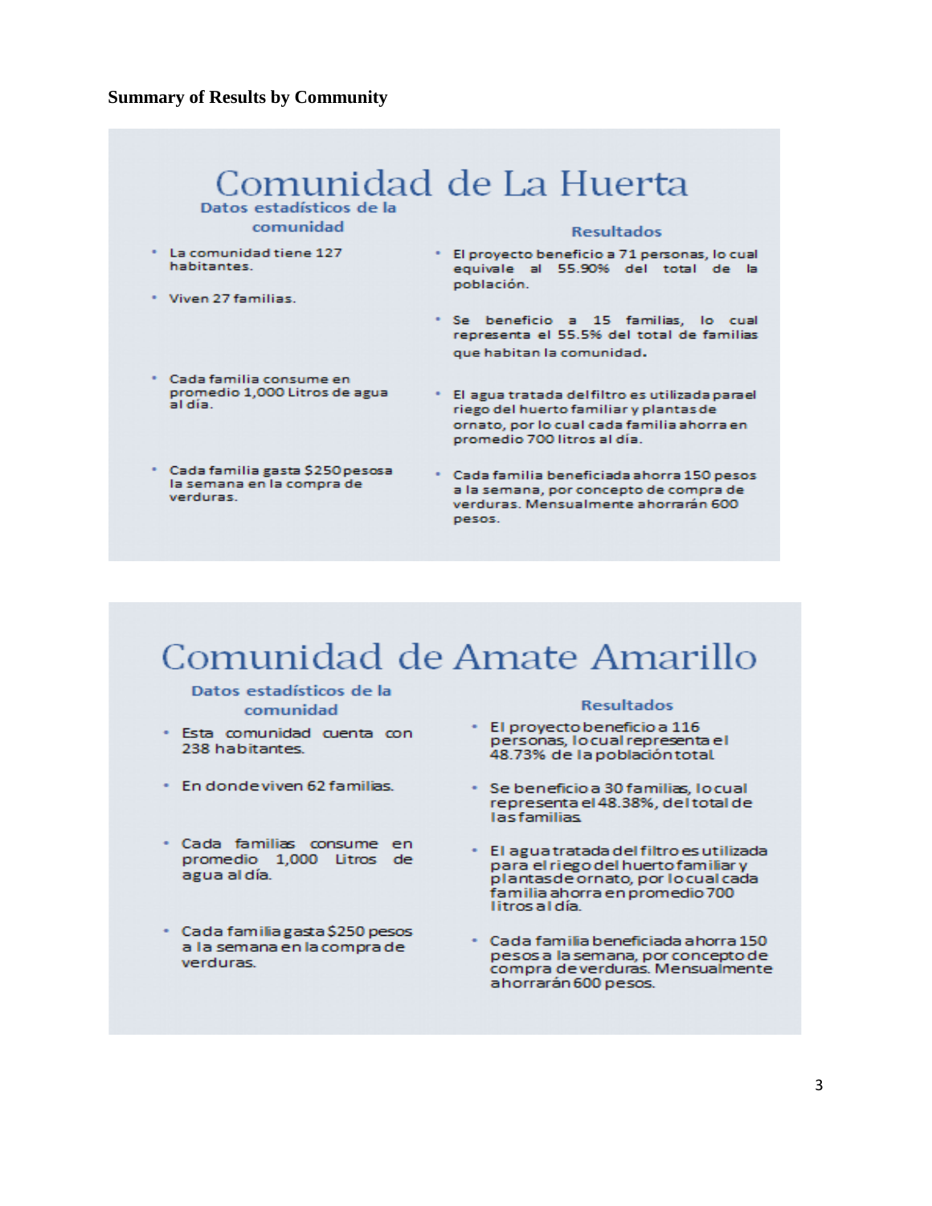**Summary of Results by Community**

# Comunidad de La Huerta

### Datos estadísticos de la comunidad

- La comunidad tiene 127 habitantes.
- Viven 27 familias.
- Cada familia consume en promedio 1,000 Litros de agua al día.
- Cada familia gasta $250 pesos a la semana en la compra de verduras.

### Resultados

- El proyecto beneficio a 71 personas, lo cual equivale al 55.90% del total de la población.
- Se beneficio a 15 familias, lo cual representa el 55.5% del total de familias que habitan la comunidad.
- El agua tratada del filtro es utilizada para el riego del huerto familiar y plantas de ornato, por lo cual cada familia ahorra en promedio 700 litros al día.
- Cada familia beneficiada ahorra 150 pesos a la semana, por concepto de compra de verduras. Mensualmente ahorrarán 600 pesos.

# Comunidad de Amate Amarillo

### Datos estadísticos de la comunidad

- Esta comunidad cuenta con 238 habitantes.
- En donde viven 62 familias.
- Cada familias consume en promedio 1,000 Litros de agua al día.
- Cada familia gasta $250 pesos a la semana en la compra de verduras.

### Resultados

- El proyecto beneficio a 116 personas, lo cual representa el 48.73% de la población total.
- Se beneficio a 30 familias, lo cual representa el 48.38%, del total de las familias.
- El agua tratada del filtro es utilizada para el riego del huerto familiar y plantas de ornato, por lo cual cada familia ahorra en promedio 700 litros al día.
- Cada familia beneficiada ahorra 150 pesos a la semana, por concepto de compra de verduras. Mensualmente ahorrarán 600 pesos.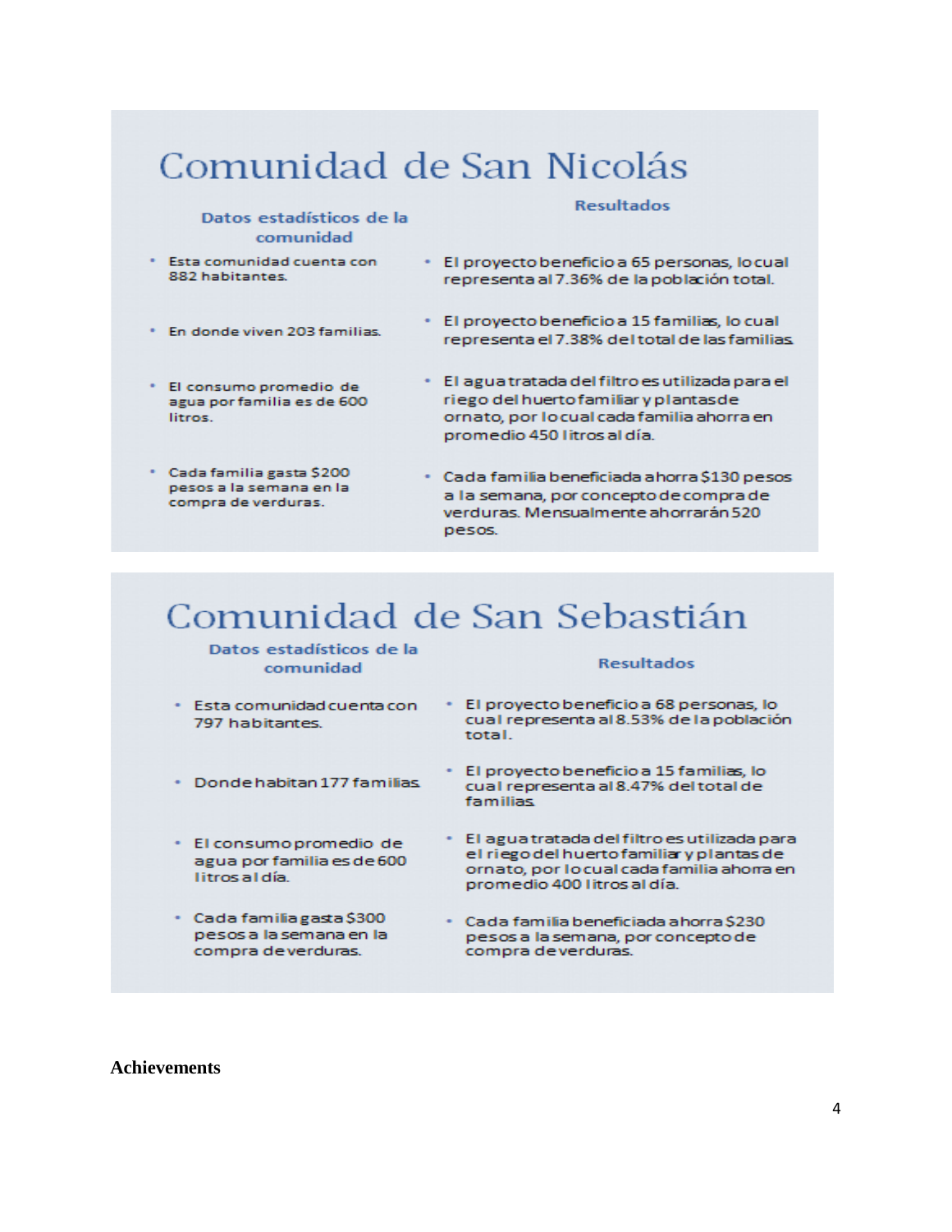# Comunidad de San Nicolás

**Datos estadísticos de la comunidad**

- Esta comunidad cuenta con 882 habitantes.
- En donde viven 203 familias.
- El consumo promedio de agua por familia es de 600 litros.
- Cada familia gasta $200 pesos a la semana en la compra de verduras.

**Resultados**

- El proyecto beneficio a 65 personas, lo cual representa al 7.36% de la población total.
- El proyecto beneficio a 15 familias, lo cual representa el 7.38% del total de las familias.
- El agua tratada del filtro es utilizada para el riego del huerto familiar y plantas de ornato, por lo cual cada familia ahorra en promedio 450 litros al día.
- Cada familia beneficiada ahorra $130 pesos a la semana, por concepto de compra de verduras. Mensualmente ahorrarán 520 pesos.

# Comunidad de San Sebastián

**Datos estadísticos de la comunidad**

- Esta comunidad cuenta con 797 habitantes.
- Donde habitan 177 familias.
- El consumo promedio de agua por familia es de 600 litros al día.
- Cada familia gasta $300 pesos a la semana en la compra de verduras.

**Resultados**

- El proyecto beneficio a 68 personas, lo cual representa al 8.53% de la población total.
- El proyecto beneficio a 15 familias, lo cual representa al 8.47% del total de familias.
- El agua tratada del filtro es utilizada para el riego del huerto familiar y plantas de ornato, por lo cual cada familia ahorra en promedio 400 litros al día.
- Cada familia beneficiada ahorra $230 pesos a la semana, por concepto de compra de verduras.

**Achievements**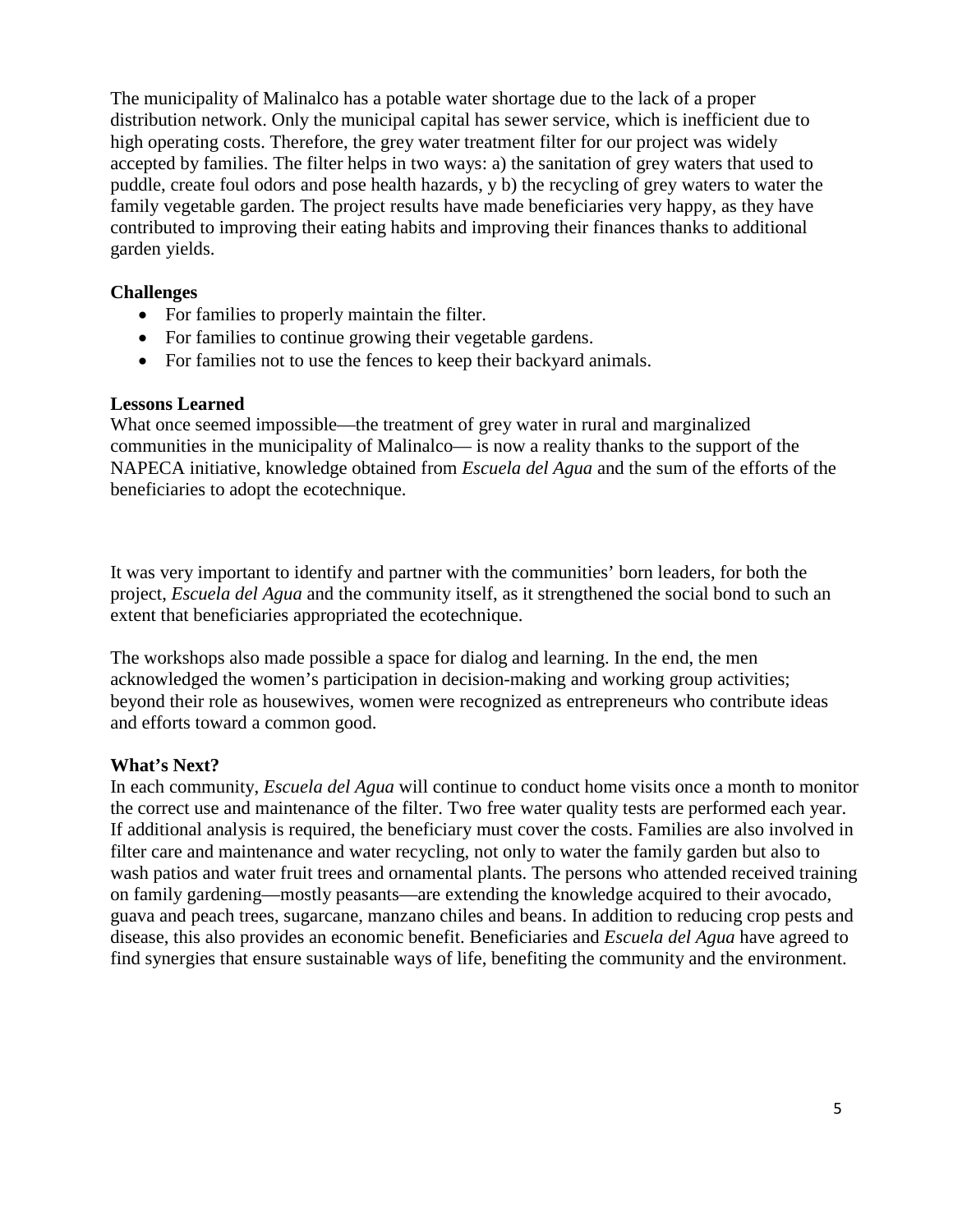The municipality of Malinalco has a potable water shortage due to the lack of a proper distribution network. Only the municipal capital has sewer service, which is inefficient due to high operating costs. Therefore, the grey water treatment filter for our project was widely accepted by families. The filter helps in two ways: a) the sanitation of grey waters that used to puddle, create foul odors and pose health hazards, y b) the recycling of grey waters to water the family vegetable garden. The project results have made beneficiaries very happy, as they have contributed to improving their eating habits and improving their finances thanks to additional garden yields.

**Challenges**

- For families to properly maintain the filter.
- For families to continue growing their vegetable gardens.
- For families not to use the fences to keep their backyard animals.

**Lessons Learned**

What once seemed impossible—the treatment of grey water in rural and marginalized communities in the municipality of Malinalco— is now a reality thanks to the support of the NAPECA initiative, knowledge obtained from *Escuela del Agua* and the sum of the efforts of the beneficiaries to adopt the ecotechnique.

It was very important to identify and partner with the communities' born leaders, for both the project, *Escuela del Agua* and the community itself, as it strengthened the social bond to such an extent that beneficiaries appropriated the ecotechnique.

The workshops also made possible a space for dialog and learning. In the end, the men acknowledged the women's participation in decision-making and working group activities; beyond their role as housewives, women were recognized as entrepreneurs who contribute ideas and efforts toward a common good.

**What's Next?**

In each community, *Escuela del Agua* will continue to conduct home visits once a month to monitor the correct use and maintenance of the filter. Two free water quality tests are performed each year. If additional analysis is required, the beneficiary must cover the costs. Families are also involved in filter care and maintenance and water recycling, not only to water the family garden but also to wash patios and water fruit trees and ornamental plants. The persons who attended received training on family gardening—mostly peasants—are extending the knowledge acquired to their avocado, guava and peach trees, sugarcane, manzano chiles and beans. In addition to reducing crop pests and disease, this also provides an economic benefit. Beneficiaries and *Escuela del Agua* have agreed to find synergies that ensure sustainable ways of life, benefiting the community and the environment.